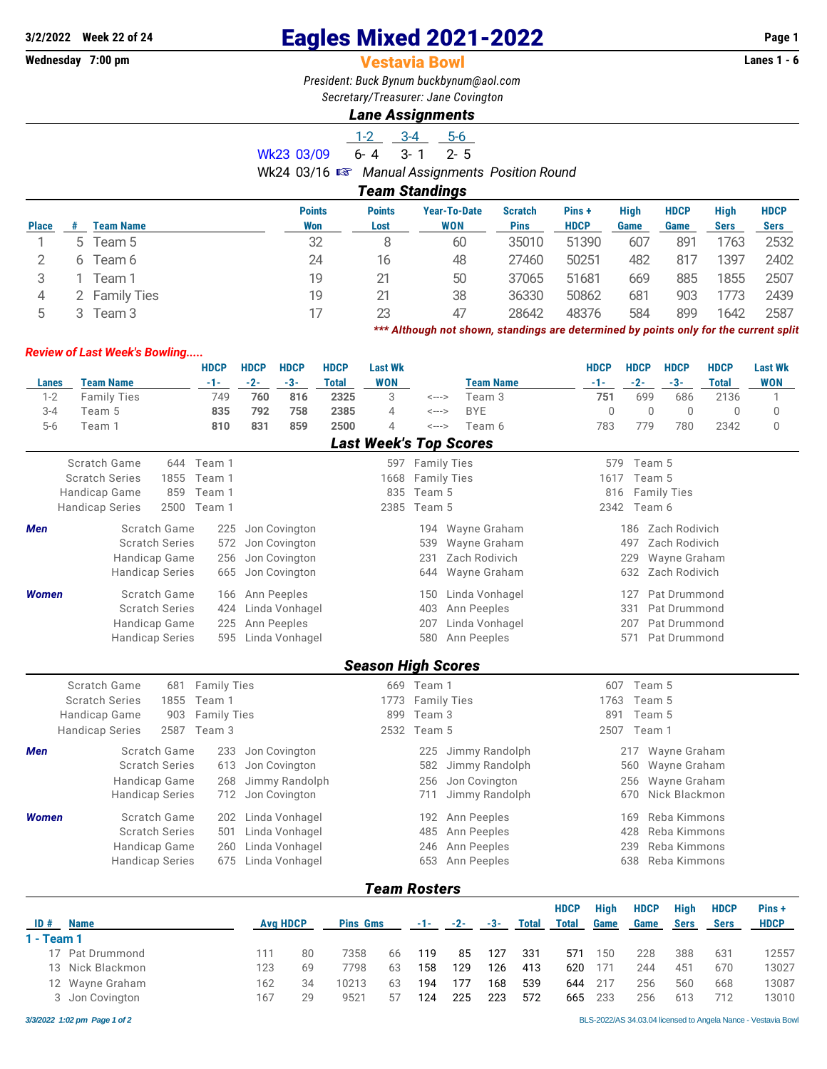**3/2/2022 Week 22 of 24** | **Wednesday 7:00 pm** | **Lanes 1 - 6**

# Eagles Mixed 2021-2022

## Vestavia Bowl

*President: Buck Bynum buckbynum@aol.com*

*Secretary/Treasurer: Jane Covington*

### Lane Assignments

| | 1-2 | 3-4 | 5-6 |
|---|---|---|---|
| Wk23 03/09 | 6- 4 | 3- 1 | 2- 5 |

Wk24 03/16 ☞ *Manual Assignments Position Round*

### Team Standings

| Place | # | Team Name | Points Won | Points Lost | Year-To-Date WON | Scratch Pins | Pins + HDCP | High Game | HDCP Game | High Sers | HDCP Sers |
|---|---|---|---|---|---|---|---|---|---|---|---|
| 1 | 5 | Team 5 | 32 | 8 | 60 | 35010 | 51390 | 607 | 891 | 1763 | 2532 |
| 2 | 6 | Team 6 | 24 | 16 | 48 | 27460 | 50251 | 482 | 817 | 1397 | 2402 |
| 3 | 1 | Team 1 | 19 | 21 | 50 | 37065 | 51681 | 669 | 885 | 1855 | 2507 |
| 4 | 2 | Family Ties | 19 | 21 | 38 | 36330 | 50862 | 681 | 903 | 1773 | 2439 |
| 5 | 3 | Team 3 | 17 | 23 | 47 | 28642 | 48376 | 584 | 899 | 1642 | 2587 |

*** Although not shown, standings are determined by points only for the current split*

*Review of Last Week's Bowling.....*

| Lanes | Team Name | HDCP -1- | HDCP -2- | HDCP -3- | HDCP Total | Last Wk WON | | Team Name | HDCP -1- | HDCP -2- | HDCP -3- | HDCP Total | Last Wk WON |
|---|---|---|---|---|---|---|---|---|---|---|---|---|---|
| 1-2 | Family Ties | 749 | **760** | **816** | **2325** | 3 | <---> | Team 3 | **751** | 699 | 686 | 2136 | 1 |
| 3-4 | Team 5 | **835** | **792** | **758** | **2385** | 4 | <---> | BYE | 0 | 0 | 0 | 0 | 0 |
| 5-6 | Team 1 | **810** | **831** | **859** | **2500** | 4 | <---> | Team 6 | 783 | 779 | 780 | 2342 | 0 |

### Last Week's Top Scores

| | | | | | | |
|---|---|---|---|---|---|---|
| Scratch Game | 644 | Team 1 | 597 | Family Ties | 579 | Team 5 |
| Scratch Series | 1855 | Team 1 | 1668 | Family Ties | 1617 | Team 5 |
| Handicap Game | 859 | Team 1 | 835 | Team 5 | 816 | Family Ties |
| Handicap Series | 2500 | Team 1 | 2385 | Team 5 | 2342 | Team 6 |

***Men***

| | | | | | | |
|---|---|---|---|---|---|---|
| Scratch Game | 225 | Jon Covington | 194 | Wayne Graham | 186 | Zach Rodivich |
| Scratch Series | 572 | Jon Covington | 539 | Wayne Graham | 497 | Zach Rodivich |
| Handicap Game | 256 | Jon Covington | 231 | Zach Rodivich | 229 | Wayne Graham |
| Handicap Series | 665 | Jon Covington | 644 | Wayne Graham | 632 | Zach Rodivich |

***Women***

| | | | | | | |
|---|---|---|---|---|---|---|
| Scratch Game | 166 | Ann Peeples | 150 | Linda Vonhagel | 127 | Pat Drummond |
| Scratch Series | 424 | Linda Vonhagel | 403 | Ann Peeples | 331 | Pat Drummond |
| Handicap Game | 225 | Ann Peeples | 207 | Linda Vonhagel | 207 | Pat Drummond |
| Handicap Series | 595 | Linda Vonhagel | 580 | Ann Peeples | 571 | Pat Drummond |

### Season High Scores

| | | | | | | |
|---|---|---|---|---|---|---|
| Scratch Game | 681 | Family Ties | 669 | Team 1 | 607 | Team 5 |
| Scratch Series | 1855 | Team 1 | 1773 | Family Ties | 1763 | Team 5 |
| Handicap Game | 903 | Family Ties | 899 | Team 3 | 891 | Team 5 |
| Handicap Series | 2587 | Team 3 | 2532 | Team 5 | 2507 | Team 1 |

***Men***

| | | | | | | |
|---|---|---|---|---|---|---|
| Scratch Game | 233 | Jon Covington | 225 | Jimmy Randolph | 217 | Wayne Graham |
| Scratch Series | 613 | Jon Covington | 582 | Jimmy Randolph | 560 | Wayne Graham |
| Handicap Game | 268 | Jimmy Randolph | 256 | Jon Covington | 256 | Wayne Graham |
| Handicap Series | 712 | Jon Covington | 711 | Jimmy Randolph | 670 | Nick Blackmon |

***Women***

| | | | | | | |
|---|---|---|---|---|---|---|
| Scratch Game | 202 | Linda Vonhagel | 192 | Ann Peeples | 169 | Reba Kimmons |
| Scratch Series | 501 | Linda Vonhagel | 485 | Ann Peeples | 428 | Reba Kimmons |
| Handicap Game | 260 | Linda Vonhagel | 246 | Ann Peeples | 239 | Reba Kimmons |
| Handicap Series | 675 | Linda Vonhagel | 653 | Ann Peeples | 638 | Reba Kimmons |

### Team Rosters

| ID # | Name | Avg | HDCP | Pins | Gms | -1- | -2- | -3- | Total | HDCP Total | High Game | HDCP Game | High Sers | HDCP Sers | Pins + HDCP |
|---|---|---|---|---|---|---|---|---|---|---|---|---|---|---|---|
| **1 - Team 1** | | | | | | | | | | | | | | | |
| 17 | Pat Drummond | 111 | 80 | 7358 | 66 | 119 | 85 | 127 | 331 | 571 | 150 | 228 | 388 | 631 | 12557 |
| 13 | Nick Blackmon | 123 | 69 | 7798 | 63 | 158 | 129 | 126 | 413 | 620 | 171 | 244 | 451 | 670 | 13027 |
| 12 | Wayne Graham | 162 | 34 | 10213 | 63 | 194 | 177 | 168 | 539 | 644 | 217 | 256 | 560 | 668 | 13087 |
| 3 | Jon Covington | 167 | 29 | 9521 | 57 | 124 | 225 | 223 | 572 | 665 | 233 | 256 | 613 | 712 | 13010 |

*3/3/2022 1:02 pm* BLS-2022/AS 34.03.04 licensed to Angela Nance - Vestavia Bowl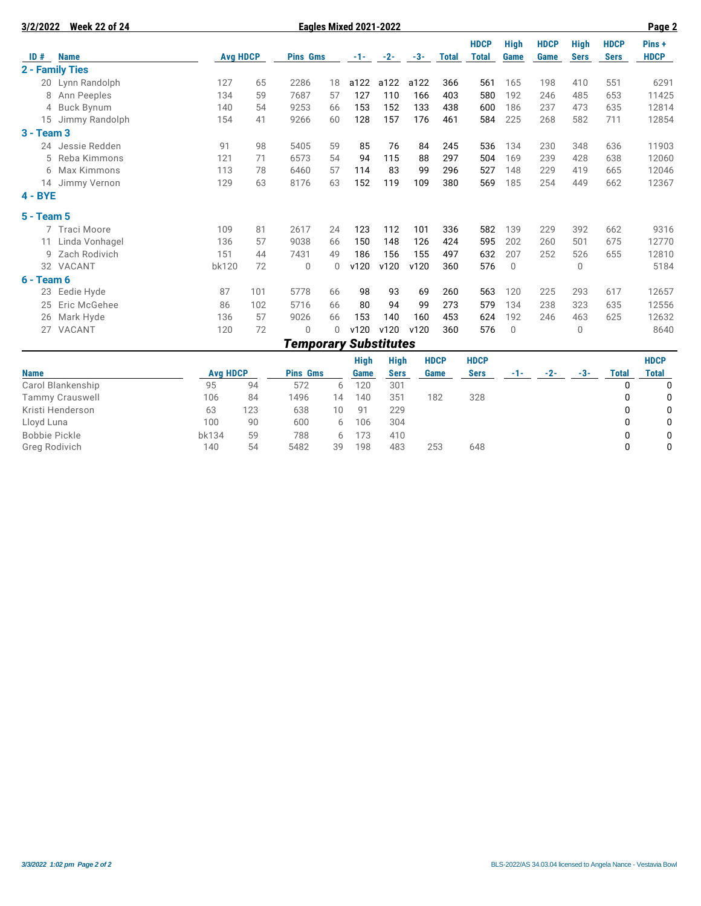3/2/2022 Week 22 of 24 — Eagles Mixed 2021-2022

| ID # | Name | Avg | HDCP | Pins | Gms | -1- | -2- | -3- | Total | HDCP Total | High Game | HDCP Game | High Sers | HDCP Sers | Pins + HDCP |
|---|---|---|---|---|---|---|---|---|---|---|---|---|---|---|---|
| **2 - Family Ties** | | | | | | | | | | | | | | | |
| 20 | Lynn Randolph | 127 | 65 | 2286 | 18 | a122 | a122 | a122 | 366 | 561 | 165 | 198 | 410 | 551 | 6291 |
| 8 | Ann Peeples | 134 | 59 | 7687 | 57 | 127 | 110 | 166 | 403 | 580 | 192 | 246 | 485 | 653 | 11425 |
| 4 | Buck Bynum | 140 | 54 | 9253 | 66 | 153 | 152 | 133 | 438 | 600 | 186 | 237 | 473 | 635 | 12814 |
| 15 | Jimmy Randolph | 154 | 41 | 9266 | 60 | 128 | 157 | 176 | 461 | 584 | 225 | 268 | 582 | 711 | 12854 |
| **3 - Team 3** | | | | | | | | | | | | | | | |
| 24 | Jessie Redden | 91 | 98 | 5405 | 59 | 85 | 76 | 84 | 245 | 536 | 134 | 230 | 348 | 636 | 11903 |
| 5 | Reba Kimmons | 121 | 71 | 6573 | 54 | 94 | 115 | 88 | 297 | 504 | 169 | 239 | 428 | 638 | 12060 |
| 6 | Max Kimmons | 113 | 78 | 6460 | 57 | 114 | 83 | 99 | 296 | 527 | 148 | 229 | 419 | 665 | 12046 |
| 14 | Jimmy Vernon | 129 | 63 | 8176 | 63 | 152 | 119 | 109 | 380 | 569 | 185 | 254 | 449 | 662 | 12367 |
| **4 - BYE** | | | | | | | | | | | | | | | |
| **5 - Team 5** | | | | | | | | | | | | | | | |
| 7 | Traci Moore | 109 | 81 | 2617 | 24 | 123 | 112 | 101 | 336 | 582 | 139 | 229 | 392 | 662 | 9316 |
| 11 | Linda Vonhagel | 136 | 57 | 9038 | 66 | 150 | 148 | 126 | 424 | 595 | 202 | 260 | 501 | 675 | 12770 |
| 9 | Zach Rodivich | 151 | 44 | 7431 | 49 | 186 | 156 | 155 | 497 | 632 | 207 | 252 | 526 | 655 | 12810 |
| 32 | VACANT | bk120 | 72 | 0 | 0 | v120 | v120 | v120 | 360 | 576 | 0 | | 0 | | 5184 |
| **6 - Team 6** | | | | | | | | | | | | | | | |
| 23 | Eedie Hyde | 87 | 101 | 5778 | 66 | 98 | 93 | 69 | 260 | 563 | 120 | 225 | 293 | 617 | 12657 |
| 25 | Eric McGehee | 86 | 102 | 5716 | 66 | 80 | 94 | 99 | 273 | 579 | 134 | 238 | 323 | 635 | 12556 |
| 26 | Mark Hyde | 136 | 57 | 9026 | 66 | 153 | 140 | 160 | 453 | 624 | 192 | 246 | 463 | 625 | 12632 |
| 27 | VACANT | 120 | 72 | 0 | 0 | v120 | v120 | v120 | 360 | 576 | 0 | | 0 | | 8640 |

## *Temporary Substitutes*

| Name | Avg | HDCP | Pins | Gms | High Game | High Sers | HDCP Game | HDCP Sers | -1- | -2- | -3- | Total | HDCP Total |
|---|---|---|---|---|---|---|---|---|---|---|---|---|---|
| Carol Blankenship | 95 | 94 | 572 | 6 | 120 | 301 | | | | | | 0 | 0 |
| Tammy Crauswell | 106 | 84 | 1496 | 14 | 140 | 351 | 182 | 328 | | | | 0 | 0 |
| Kristi Henderson | 63 | 123 | 638 | 10 | 91 | 229 | | | | | | 0 | 0 |
| Lloyd Luna | 100 | 90 | 600 | 6 | 106 | 304 | | | | | | 0 | 0 |
| Bobbie Pickle | bk134 | 59 | 788 | 6 | 173 | 410 | | | | | | 0 | 0 |
| Greg Rodivich | 140 | 54 | 5482 | 39 | 198 | 483 | 253 | 648 | | | | 0 | 0 |

3/3/2022 1:02 pm

BLS-2022/AS 34.03.04 licensed to Angela Nance - Vestavia Bowl